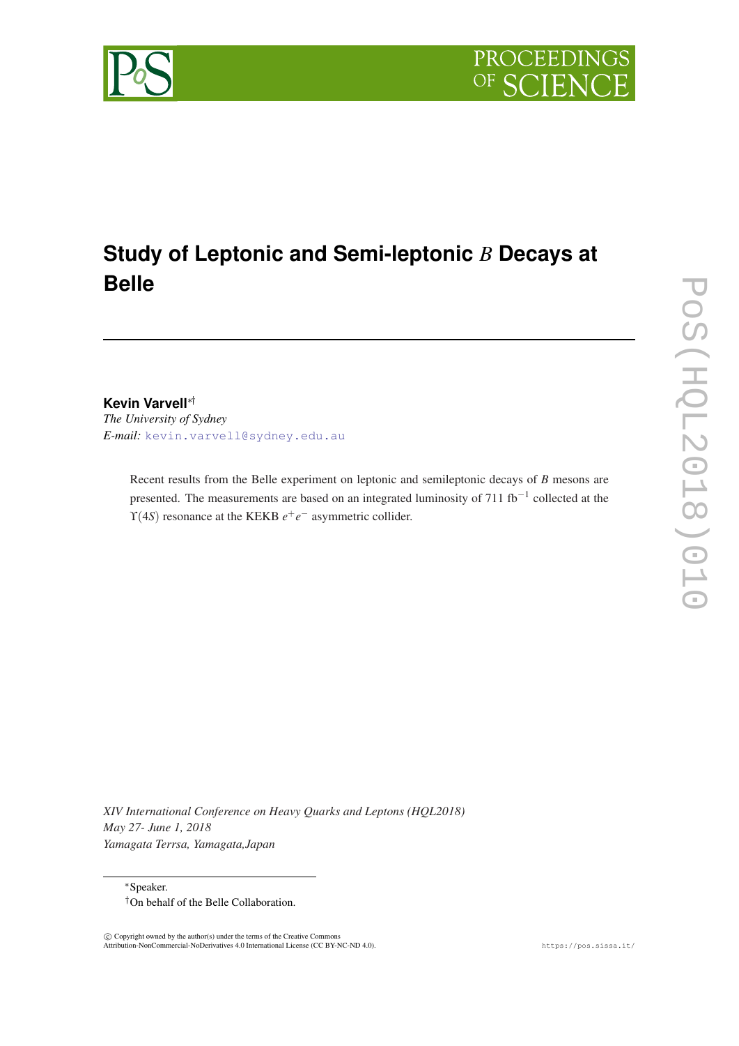# Study of Leptonic and Semi-leptonic $B$ Decays at Belle

**Kevin Varvell**[∗†]
*The University of Sydney*
*E-mail:* kevin.varvell@sydney.edu.au

Recent results from the Belle experiment on leptonic and semileptonic decays of $B$ mesons are presented. The measurements are based on an integrated luminosity of 711 fb$^{-1}$ collected at the $\Upsilon(4S)$ resonance at the KEKB $e^+e^-$ asymmetric collider.

*XIV International Conference on Heavy Quarks and Leptons (HQL2018)*
*May 27- June 1, 2018*
*Yamagata Terrsa, Yamagata,Japan*

[∗]Speaker.
[†]On behalf of the Belle Collaboration.

© Copyright owned by the author(s) under the terms of the Creative Commons Attribution-NonCommercial-NoDerivatives 4.0 International License (CC BY-NC-ND 4.0).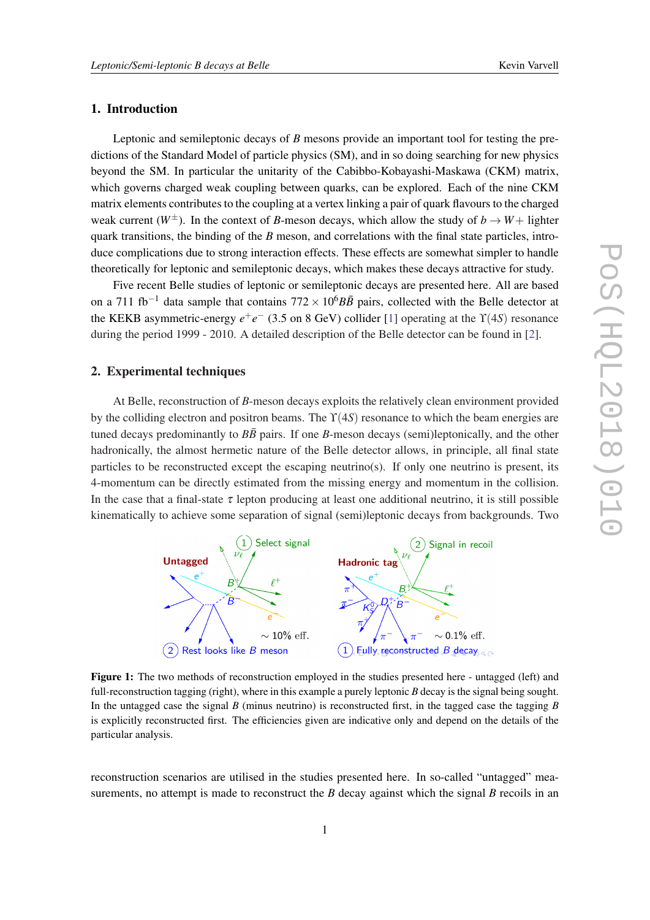## 1. Introduction

Leptonic and semileptonic decays of $B$ mesons provide an important tool for testing the predictions of the Standard Model of particle physics (SM), and in so doing searching for new physics beyond the SM. In particular the unitarity of the Cabibbo-Kobayashi-Maskawa (CKM) matrix, which governs charged weak coupling between quarks, can be explored. Each of the nine CKM matrix elements contributes to the coupling at a vertex linking a pair of quark flavours to the charged weak current ($W^{\pm}$). In the context of $B$-meson decays, which allow the study of $b \to W+$ lighter quark transitions, the binding of the $B$ meson, and correlations with the final state particles, introduce complications due to strong interaction effects. These effects are somewhat simpler to handle theoretically for leptonic and semileptonic decays, which makes these decays attractive for study.

Five recent Belle studies of leptonic or semileptonic decays are presented here. All are based on a 711 fb$^{-1}$ data sample that contains $772 \times 10^6 B\bar{B}$ pairs, collected with the Belle detector at the KEKB asymmetric-energy $e^+e^-$ (3.5 on 8 GeV) collider [1] operating at the $\Upsilon(4S)$ resonance during the period 1999 - 2010. A detailed description of the Belle detector can be found in [2].

## 2. Experimental techniques

At Belle, reconstruction of $B$-meson decays exploits the relatively clean environment provided by the colliding electron and positron beams. The $\Upsilon(4S)$ resonance to which the beam energies are tuned decays predominantly to $B\bar{B}$ pairs. If one $B$-meson decays (semi)leptonically, and the other hadronically, the almost hermetic nature of the Belle detector allows, in principle, all final state particles to be reconstructed except the escaping neutrino(s). If only one neutrino is present, its 4-momentum can be directly estimated from the missing energy and momentum in the collision. In the case that a final-state $\tau$ lepton producing at least one additional neutrino, it is still possible kinematically to achieve some separation of signal (semi)leptonic decays from backgrounds. Two

Untagged
1 Select signal
2 Rest looks like $B$ meson
~ 10% eff.

Hadronic tag
2 Signal in recoil
1 Fully reconstructed $B$ decay
~ 0.1% eff.

**Figure 1:** The two methods of reconstruction employed in the studies presented here - untagged (left) and full-reconstruction tagging (right), where in this example a purely leptonic $B$ decay is the signal being sought. In the untagged case the signal $B$ (minus neutrino) is reconstructed first, in the tagged case the tagging $B$ is explicitly reconstructed first. The efficiencies given are indicative only and depend on the details of the particular analysis.

reconstruction scenarios are utilised in the studies presented here. In so-called "untagged" measurements, no attempt is made to reconstruct the $B$ decay against which the signal $B$ recoils in an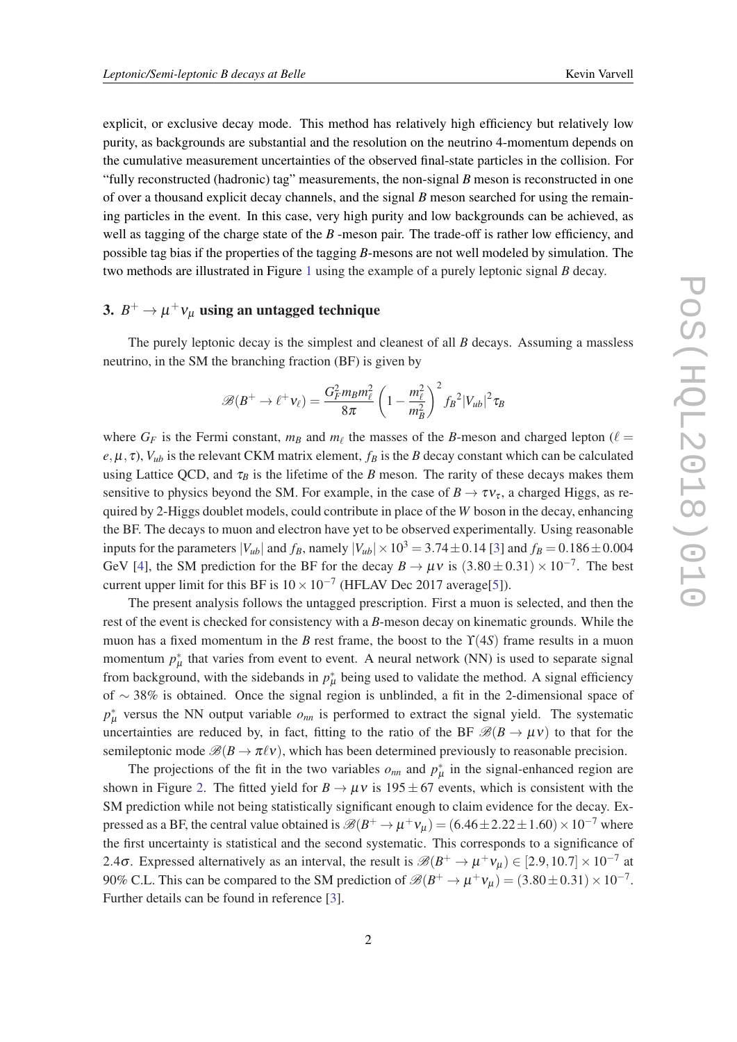explicit, or exclusive decay mode. This method has relatively high efficiency but relatively low purity, as backgrounds are substantial and the resolution on the neutrino 4-momentum depends on the cumulative measurement uncertainties of the observed final-state particles in the collision. For "fully reconstructed (hadronic) tag" measurements, the non-signal $B$ meson is reconstructed in one of over a thousand explicit decay channels, and the signal $B$ meson searched for using the remaining particles in the event. In this case, very high purity and low backgrounds can be achieved, as well as tagging of the charge state of the $B$ -meson pair. The trade-off is rather low efficiency, and possible tag bias if the properties of the tagging $B$-mesons are not well modeled by simulation. The two methods are illustrated in Figure 1 using the example of a purely leptonic signal $B$ decay.

## 3. $B^+ \to \mu^+ \nu_\mu$ using an untagged technique

The purely leptonic decay is the simplest and cleanest of all $B$ decays. Assuming a massless neutrino, in the SM the branching fraction (BF) is given by

$$\mathscr{B}(B^+ \to \ell^+ \nu_\ell) = \frac{G_F^2 m_B m_\ell^2}{8\pi} \left(1 - \frac{m_\ell^2}{m_B^2}\right)^2 f_B{}^2 |V_{ub}|^2 \tau_B$$

where $G_F$ is the Fermi constant, $m_B$ and $m_\ell$ the masses of the $B$-meson and charged lepton ($\ell = e, \mu, \tau$), $V_{ub}$ is the relevant CKM matrix element, $f_B$ is the $B$ decay constant which can be calculated using Lattice QCD, and $\tau_B$ is the lifetime of the $B$ meson. The rarity of these decays makes them sensitive to physics beyond the SM. For example, in the case of $B \to \tau \nu_\tau$, a charged Higgs, as required by 2-Higgs doublet models, could contribute in place of the $W$ boson in the decay, enhancing the BF. The decays to muon and electron have yet to be observed experimentally. Using reasonable inputs for the parameters $|V_{ub}|$ and $f_B$, namely $|V_{ub}| \times 10^3 = 3.74 \pm 0.14$ [3] and $f_B = 0.186 \pm 0.004$ GeV [4], the SM prediction for the BF for the decay $B \to \mu \nu$ is $(3.80 \pm 0.31) \times 10^{-7}$. The best current upper limit for this BF is $10 \times 10^{-7}$ (HFLAV Dec 2017 average[5]).

The present analysis follows the untagged prescription. First a muon is selected, and then the rest of the event is checked for consistency with a $B$-meson decay on kinematic grounds. While the muon has a fixed momentum in the $B$ rest frame, the boost to the $\Upsilon(4S)$ frame results in a muon momentum $p^*_\mu$ that varies from event to event. A neural network (NN) is used to separate signal from background, with the sidebands in $p^*_\mu$ being used to validate the method. A signal efficiency of $\sim 38\%$ is obtained. Once the signal region is unblinded, a fit in the 2-dimensional space of $p^*_\mu$ versus the NN output variable $o_{nn}$ is performed to extract the signal yield. The systematic uncertainties are reduced by, in fact, fitting to the ratio of the BF $\mathscr{B}(B \to \mu \nu)$ to that for the semileptonic mode $\mathscr{B}(B \to \pi \ell \nu)$, which has been determined previously to reasonable precision.

The projections of the fit in the two variables $o_{nn}$ and $p^*_\mu$ in the signal-enhanced region are shown in Figure 2. The fitted yield for $B \to \mu \nu$ is $195 \pm 67$ events, which is consistent with the SM prediction while not being statistically significant enough to claim evidence for the decay. Expressed as a BF, the central value obtained is $\mathscr{B}(B^+ \to \mu^+ \nu_\mu) = (6.46 \pm 2.22 \pm 1.60) \times 10^{-7}$ where the first uncertainty is statistical and the second systematic. This corresponds to a significance of $2.4\sigma$. Expressed alternatively as an interval, the result is $\mathscr{B}(B^+ \to \mu^+ \nu_\mu) \in [2.9, 10.7] \times 10^{-7}$ at 90% C.L. This can be compared to the SM prediction of $\mathscr{B}(B^+ \to \mu^+ \nu_\mu) = (3.80 \pm 0.31) \times 10^{-7}$. Further details can be found in reference [3].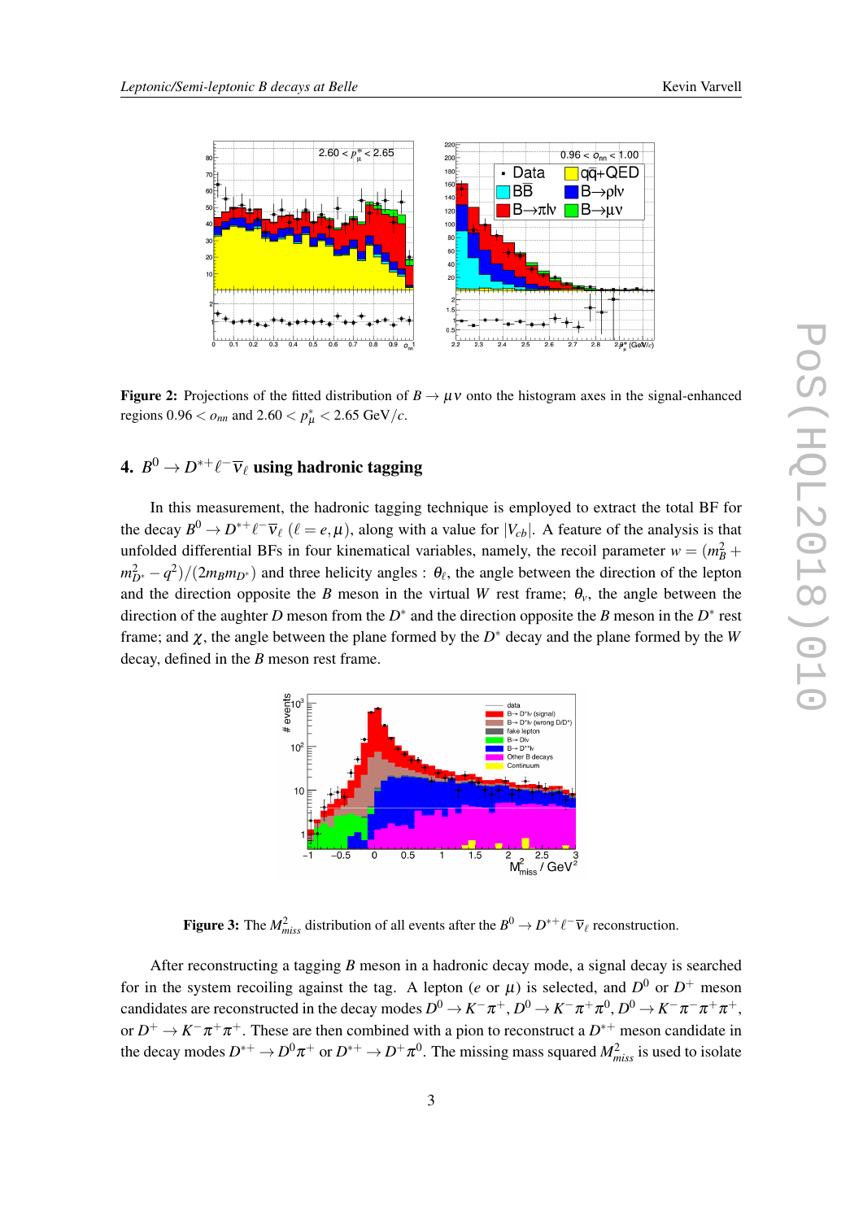**Figure 2:** Projections of the fitted distribution of $B \to \mu\nu$ onto the histogram axes in the signal-enhanced regions $0.96 < o_{nn}$ and $2.60 < p^*_\mu < 2.65$ GeV$/c$.

## 4. $B^0 \to D^{*+}\ell^-\overline{\nu}_\ell$ using hadronic tagging

In this measurement, the hadronic tagging technique is employed to extract the total BF for the decay $B^0 \to D^{*+}\ell^-\overline{\nu}_\ell$ ($\ell = e, \mu$), along with a value for $|V_{cb}|$. A feature of the analysis is that unfolded differential BFs in four kinematical variables, namely, the recoil parameter $w = (m_B^2 + m_{D^*}^2 - q^2)/(2m_B m_{D^*})$ and three helicity angles : $\theta_\ell$, the angle between the direction of the lepton and the direction opposite the $B$ meson in the virtual $W$ rest frame; $\theta_v$, the angle between the direction of the aughter $D$ meson from the $D^*$ and the direction opposite the $B$ meson in the $D^*$ rest frame; and $\chi$, the angle between the plane formed by the $D^*$ decay and the plane formed by the $W$ decay, defined in the $B$ meson rest frame.

**Figure 3:** The $M^2_{miss}$ distribution of all events after the $B^0 \to D^{*+}\ell^-\overline{\nu}_\ell$ reconstruction.

After reconstructing a tagging $B$ meson in a hadronic decay mode, a signal decay is searched for in the system recoiling against the tag. A lepton ($e$ or $\mu$) is selected, and $D^0$ or $D^+$ meson candidates are reconstructed in the decay modes $D^0 \to K^-\pi^+$, $D^0 \to K^-\pi^+\pi^0$, $D^0 \to K^-\pi^-\pi^+\pi^+$, or $D^+ \to K^-\pi^+\pi^+$. These are then combined with a pion to reconstruct a $D^{*+}$ meson candidate in the decay modes $D^{*+} \to D^0\pi^+$ or $D^{*+} \to D^+\pi^0$. The missing mass squared $M^2_{miss}$ is used to isolate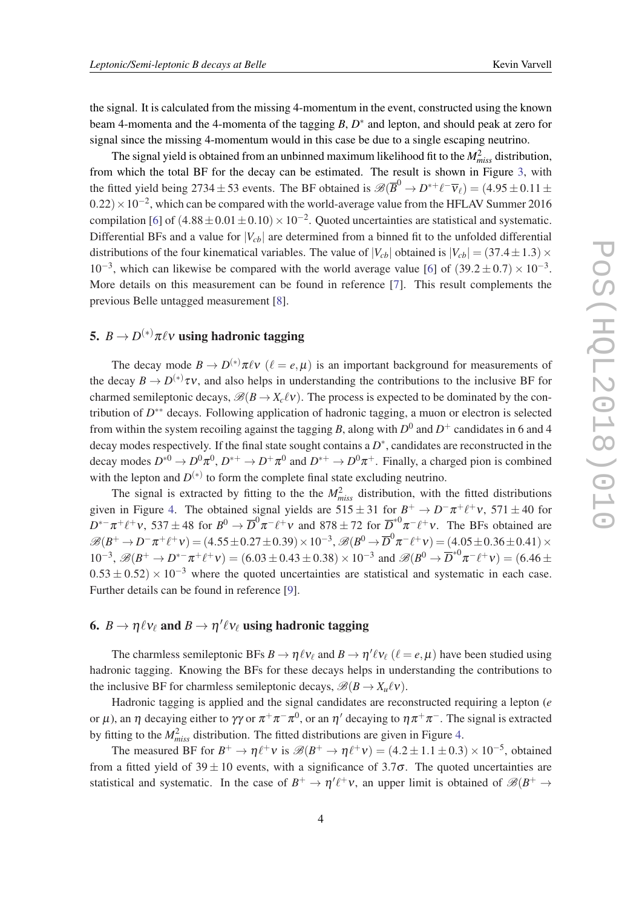the signal. It is calculated from the missing 4-momentum in the event, constructed using the known beam 4-momenta and the 4-momenta of the tagging $B$, $D^*$ and lepton, and should peak at zero for signal since the missing 4-momentum would in this case be due to a single escaping neutrino.

The signal yield is obtained from an unbinned maximum likelihood fit to the $M^2_{miss}$ distribution, from which the total BF for the decay can be estimated. The result is shown in Figure 3, with the fitted yield being $2734 \pm 53$ events. The BF obtained is $\mathscr{B}(\overline{B}^0 \to D^{*+}\ell^-\overline{\nu}_\ell) = (4.95 \pm 0.11 \pm 0.22) \times 10^{-2}$, which can be compared with the world-average value from the HFLAV Summer 2016 compilation [6] of $(4.88 \pm 0.01 \pm 0.10) \times 10^{-2}$. Quoted uncertainties are statistical and systematic. Differential BFs and a value for $|V_{cb}|$ are determined from a binned fit to the unfolded differential distributions of the four kinematical variables. The value of $|V_{cb}|$ obtained is $|V_{cb}| = (37.4 \pm 1.3) \times 10^{-3}$, which can likewise be compared with the world average value [6] of $(39.2 \pm 0.7) \times 10^{-3}$. More details on this measurement can be found in reference [7]. This result complements the previous Belle untagged measurement [8].

## 5. $B \to D^{(*)}\pi\ell\nu$ using hadronic tagging

The decay mode $B \to D^{(*)}\pi\ell\nu$ ($\ell = e, \mu$) is an important background for measurements of the decay $B \to D^{(*)}\tau\nu$, and also helps in understanding the contributions to the inclusive BF for charmed semileptonic decays, $\mathscr{B}(B \to X_c\ell\nu)$. The process is expected to be dominated by the contribution of $D^{**}$ decays. Following application of hadronic tagging, a muon or electron is selected from within the system recoiling against the tagging $B$, along with $D^0$ and $D^+$ candidates in 6 and 4 decay modes respectively. If the final state sought contains a $D^*$, candidates are reconstructed in the decay modes $D^{*0} \to D^0\pi^0$, $D^{*+} \to D^+\pi^0$ and $D^{*+} \to D^0\pi^+$. Finally, a charged pion is combined with the lepton and $D^{(*)}$ to form the complete final state excluding neutrino.

The signal is extracted by fitting to the the $M^2_{miss}$ distribution, with the fitted distributions given in Figure 4. The obtained signal yields are $515 \pm 31$ for $B^+ \to D^-\pi^+\ell^+\nu$, $571 \pm 40$ for $D^{*-}\pi^+\ell^+\nu$, $537 \pm 48$ for $B^0 \to \overline{D}^0\pi^-\ell^+\nu$ and $878 \pm 72$ for $\overline{D}^{*0}\pi^-\ell^+\nu$. The BFs obtained are $\mathscr{B}(B^+ \to D^-\pi^+\ell^+\nu) = (4.55 \pm 0.27 \pm 0.39) \times 10^{-3}$, $\mathscr{B}(B^0 \to \overline{D}^0\pi^-\ell^+\nu) = (4.05 \pm 0.36 \pm 0.41) \times 10^{-3}$, $\mathscr{B}(B^+ \to D^{*-}\pi^+\ell^+\nu) = (6.03 \pm 0.43 \pm 0.38) \times 10^{-3}$ and $\mathscr{B}(B^0 \to \overline{D}^{*0}\pi^-\ell^+\nu) = (6.46 \pm 0.53 \pm 0.52) \times 10^{-3}$ where the quoted uncertainties are statistical and systematic in each case. Further details can be found in reference [9].

## 6. $B \to \eta\ell\nu_\ell$ and $B \to \eta'\ell\nu_\ell$ using hadronic tagging

The charmless semileptonic BFs $B \to \eta\ell\nu_\ell$ and $B \to \eta'\ell\nu_\ell$ ($\ell = e, \mu$) have been studied using hadronic tagging. Knowing the BFs for these decays helps in understanding the contributions to the inclusive BF for charmless semileptonic decays, $\mathscr{B}(B \to X_u\ell\nu)$.

Hadronic tagging is applied and the signal candidates are reconstructed requiring a lepton ($e$ or $\mu$), an $\eta$ decaying either to $\gamma\gamma$ or $\pi^+\pi^-\pi^0$, or an $\eta'$ decaying to $\eta\pi^+\pi^-$. The signal is extracted by fitting to the $M^2_{miss}$ distribution. The fitted distributions are given in Figure 4.

The measured BF for $B^+ \to \eta\ell^+\nu$ is $\mathscr{B}(B^+ \to \eta\ell^+\nu) = (4.2 \pm 1.1 \pm 0.3) \times 10^{-5}$, obtained from a fitted yield of $39 \pm 10$ events, with a significance of $3.7\sigma$. The quoted uncertainties are statistical and systematic. In the case of $B^+ \to \eta'\ell^+\nu$, an upper limit is obtained of $\mathscr{B}(B^+ \to$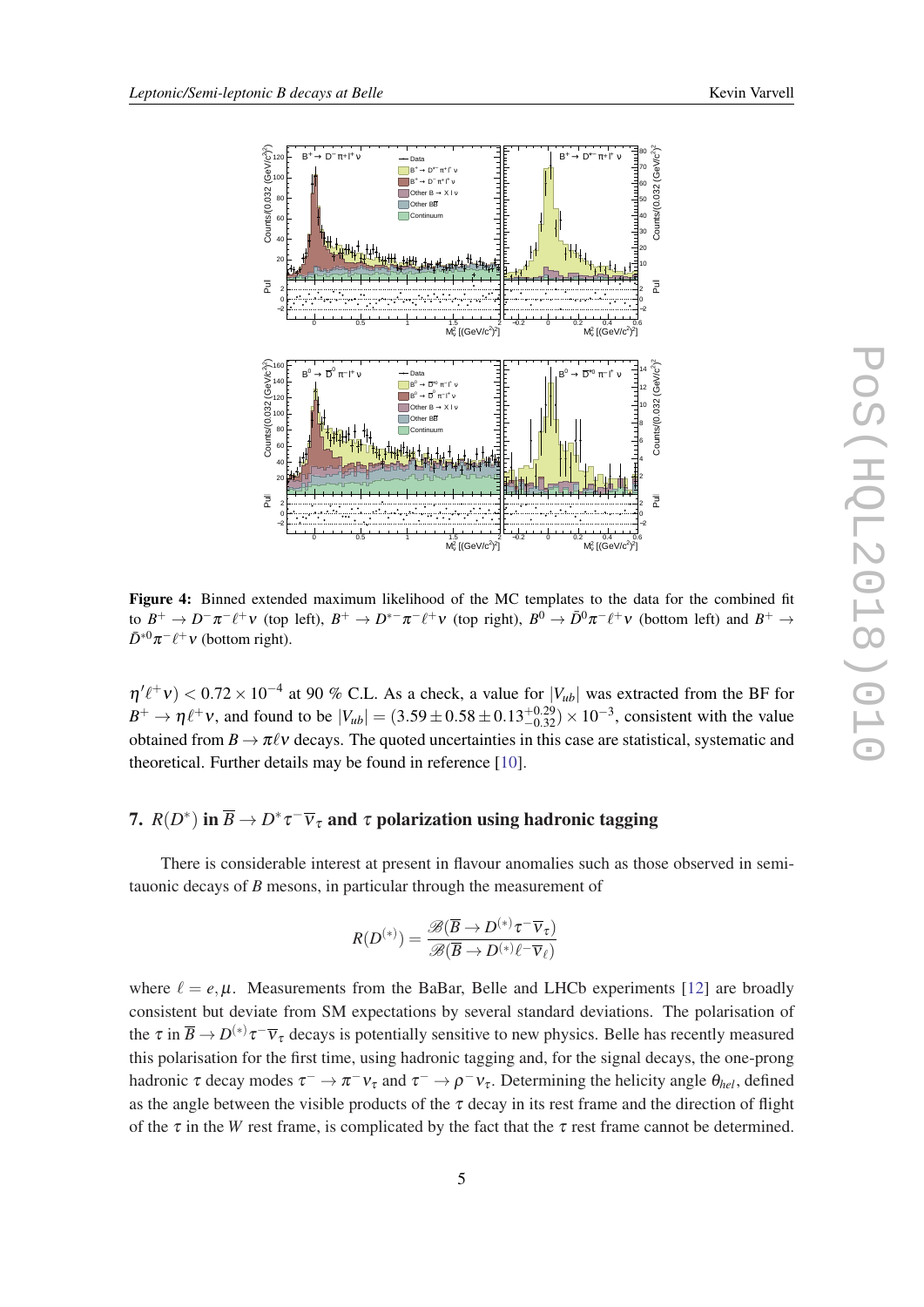B⁺→ D⁻π⁺l⁺ν

Counts/(0.032 (GeV/c²)²)

120
100
80
60
40
20

Data
B⁺ → D*⁻ π⁺ l⁺ ν
B⁺ → D⁻ π⁺ l⁺ ν
Other B → X l ν
Other BB̄
Continuum

Pull

2
0
-2

0
0.5
1
1.5
2
M²ν [(GeV/c²)²]

B⁺ → D*⁻π⁺l⁺ ν

80
70
60
50
40
30
20
10

Counts/(0.032 (GeV/c²)²)

Pull

2
0
-2

-0.2
0
0.2
0.4
0.6
M²ν [(GeV/c²)²]

B⁰ → D̄⁰ π⁻l⁺ ν

Counts/(0.032 (GeV/c²)²)

160
140
120
100
80
60
40
20

Data
B⁰ → D̄*⁰ π⁻ l⁺ ν
B⁰ → D̄⁰ π⁻ l⁺ ν
Other B → X l ν
Other BB̄
Continuum

Pull

2
0
-2

0
0.5
1
1.5
2
M²ν [(GeV/c²)²]

B⁰ → D̄*⁰ π⁻l⁺ ν

14
12
10
8
6
4
2

Counts/(0.032 (GeV/c²)²)

Pull

2
0
-2

-0.2
0
0.2
0.4
0.6
M²ν [(GeV/c²)²]

**Figure 4:** Binned extended maximum likelihood of the MC templates to the data for the combined fit to $B^+ \to D^-\pi^-\ell^+\nu$ (top left), $B^+ \to D^{*-}\pi^-\ell^+\nu$ (top right), $B^0 \to \bar{D}^0\pi^-\ell^+\nu$ (bottom left) and $B^+ \to \bar{D}^{*0}\pi^-\ell^+\nu$ (bottom right).

$\eta'\ell^+\nu) < 0.72 \times 10^{-4}$ at 90 % C.L. As a check, a value for $|V_{ub}|$ was extracted from the BF for $B^+ \to \eta\ell^+\nu$, and found to be $|V_{ub}| = (3.59 \pm 0.58 \pm 0.13^{+0.29}_{-0.32}) \times 10^{-3}$, consistent with the value obtained from $B \to \pi\ell\nu$ decays. The quoted uncertainties in this case are statistical, systematic and theoretical. Further details may be found in reference [10].

## 7. $R(D^*)$ in $\overline{B} \to D^*\tau^-\overline{\nu}_\tau$ and $\tau$ polarization using hadronic tagging

There is considerable interest at present in flavour anomalies such as those observed in semi-tauonic decays of $B$ mesons, in particular through the measurement of

$$R(D^{(*)}) = \frac{\mathscr{B}(\overline{B} \to D^{(*)}\tau^-\overline{\nu}_\tau)}{\mathscr{B}(\overline{B} \to D^{(*)}\ell^-\overline{\nu}_\ell)}$$

where $\ell = e, \mu$. Measurements from the BaBar, Belle and LHCb experiments [12] are broadly consistent but deviate from SM expectations by several standard deviations. The polarisation of the $\tau$ in $\overline{B} \to D^{(*)}\tau^-\overline{\nu}_\tau$ decays is potentially sensitive to new physics. Belle has recently measured this polarisation for the first time, using hadronic tagging and, for the signal decays, the one-prong hadronic $\tau$ decay modes $\tau^- \to \pi^-\nu_\tau$ and $\tau^- \to \rho^-\nu_\tau$. Determining the helicity angle $\theta_{hel}$, defined as the angle between the visible products of the $\tau$ decay in its rest frame and the direction of flight of the $\tau$ in the $W$ rest frame, is complicated by the fact that the $\tau$ rest frame cannot be determined.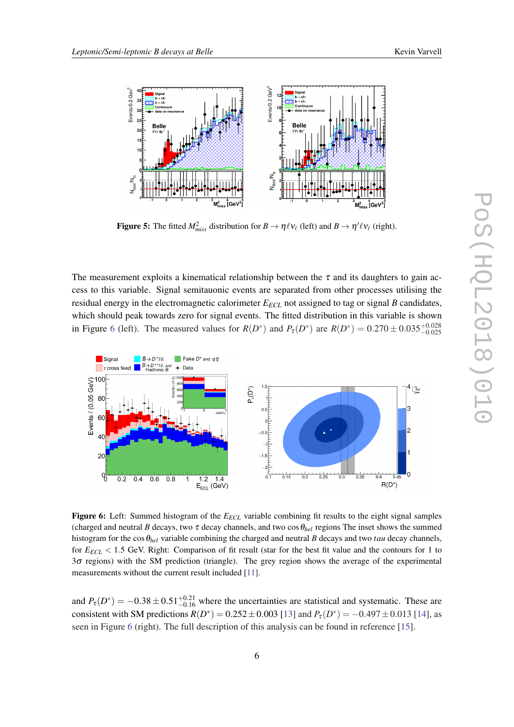**Figure 5:** The fitted $M^2_{miss}$ distribution for $B \to \eta \ell \nu_\ell$ (left) and $B \to \eta' \ell \nu_\ell$ (right).

The measurement exploits a kinematical relationship between the $\tau$ and its daughters to gain access to this variable. Signal semitauonic events are separated from other processes utilising the residual energy in the electromagnetic calorimeter $E_{ECL}$ not assigned to tag or signal $B$ candidates, which should peak towards zero for signal events. The fitted distribution in this variable is shown in Figure 6 (left). The measured values for $R(D^*)$ and $P_\tau(D^*)$ are $R(D^*) = 0.270 \pm 0.035^{+0.028}_{-0.025}$

**Figure 6:** Left: Summed histogram of the $E_{ECL}$ variable combining fit results to the eight signal samples (charged and neutral $B$ decays, two $\tau$ decay channels, and two $\cos\theta_{hel}$ regions The inset shows the summed histogram for the $\cos\theta_{hel}$ variable combining the charged and neutral $B$ decays and two *tau* decay channels, for $E_{ECL} < 1.5$ GeV. Right: Comparison of fit result (star for the best fit value and the contours for 1 to $3\sigma$ regions) with the SM prediction (triangle). The grey region shows the average of the experimental measurements without the current result included [11].

and $P_\tau(D^*) = -0.38 \pm 0.51^{+0.21}_{-0.16}$ where the uncertainties are statistical and systematic. These are consistent with SM predictions $R(D^*) = 0.252 \pm 0.003$ [13] and $P_\tau(D^*) = -0.497 \pm 0.013$ [14], as seen in Figure 6 (right). The full description of this analysis can be found in reference [15].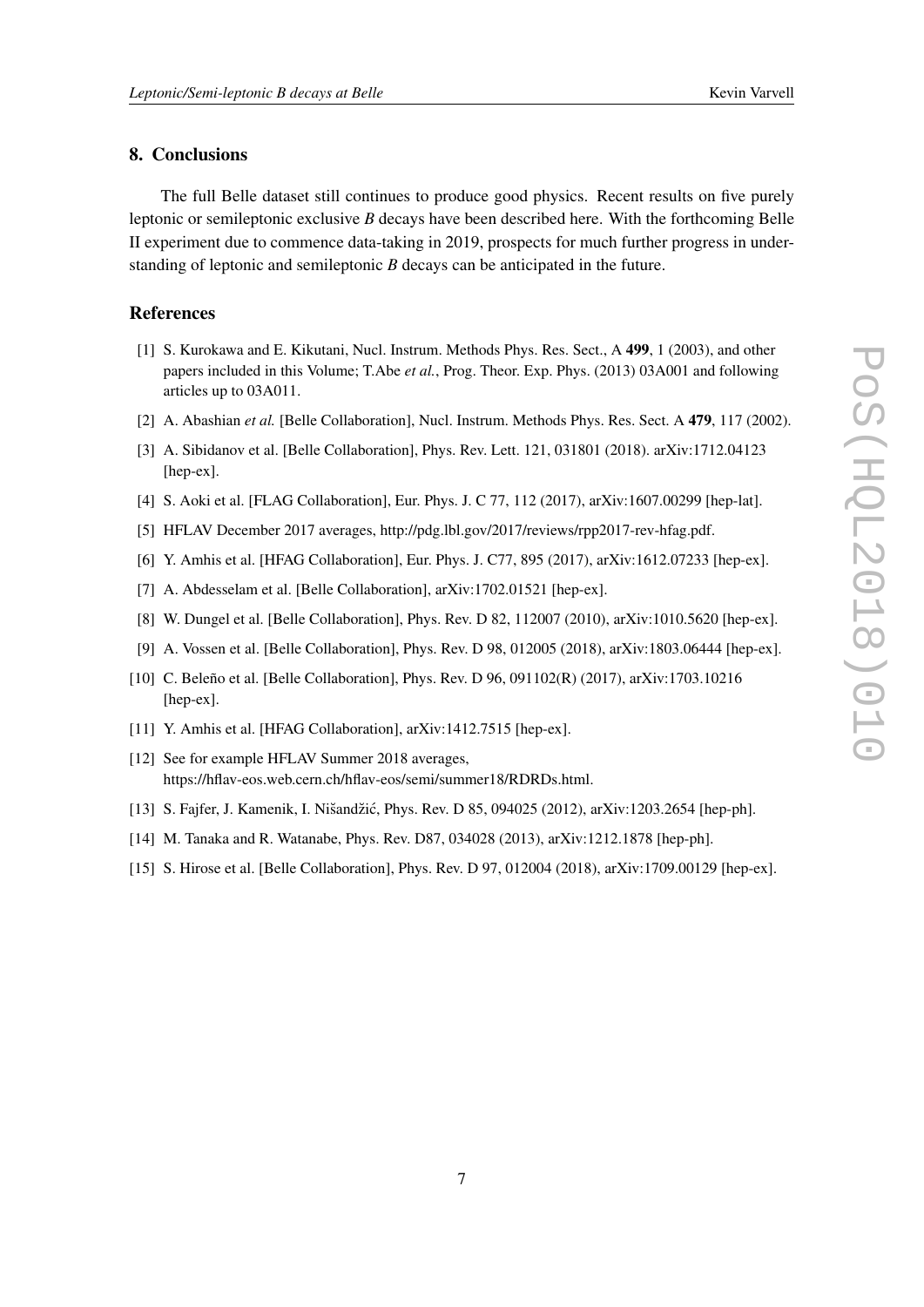## 8. Conclusions

The full Belle dataset still continues to produce good physics. Recent results on five purely leptonic or semileptonic exclusive *B* decays have been described here. With the forthcoming Belle II experiment due to commence data-taking in 2019, prospects for much further progress in understanding of leptonic and semileptonic *B* decays can be anticipated in the future.

## References

[1] S. Kurokawa and E. Kikutani, Nucl. Instrum. Methods Phys. Res. Sect., A **499**, 1 (2003), and other papers included in this Volume; T.Abe *et al.*, Prog. Theor. Exp. Phys. (2013) 03A001 and following articles up to 03A011.

[2] A. Abashian *et al.* [Belle Collaboration], Nucl. Instrum. Methods Phys. Res. Sect. A **479**, 117 (2002).

[3] A. Sibidanov et al. [Belle Collaboration], Phys. Rev. Lett. 121, 031801 (2018). arXiv:1712.04123 [hep-ex].

[4] S. Aoki et al. [FLAG Collaboration], Eur. Phys. J. C 77, 112 (2017), arXiv:1607.00299 [hep-lat].

[5] HFLAV December 2017 averages, http://pdg.lbl.gov/2017/reviews/rpp2017-rev-hfag.pdf.

[6] Y. Amhis et al. [HFAG Collaboration], Eur. Phys. J. C77, 895 (2017), arXiv:1612.07233 [hep-ex].

[7] A. Abdesselam et al. [Belle Collaboration], arXiv:1702.01521 [hep-ex].

[8] W. Dungel et al. [Belle Collaboration], Phys. Rev. D 82, 112007 (2010), arXiv:1010.5620 [hep-ex].

[9] A. Vossen et al. [Belle Collaboration], Phys. Rev. D 98, 012005 (2018), arXiv:1803.06444 [hep-ex].

[10] C. Beleño et al. [Belle Collaboration], Phys. Rev. D 96, 091102(R) (2017), arXiv:1703.10216 [hep-ex].

[11] Y. Amhis et al. [HFAG Collaboration], arXiv:1412.7515 [hep-ex].

[12] See for example HFLAV Summer 2018 averages, https://hflav-eos.web.cern.ch/hflav-eos/semi/summer18/RDRDs.html.

[13] S. Fajfer, J. Kamenik, I. Nišandžić, Phys. Rev. D 85, 094025 (2012), arXiv:1203.2654 [hep-ph].

[14] M. Tanaka and R. Watanabe, Phys. Rev. D87, 034028 (2013), arXiv:1212.1878 [hep-ph].

[15] S. Hirose et al. [Belle Collaboration], Phys. Rev. D 97, 012004 (2018), arXiv:1709.00129 [hep-ex].